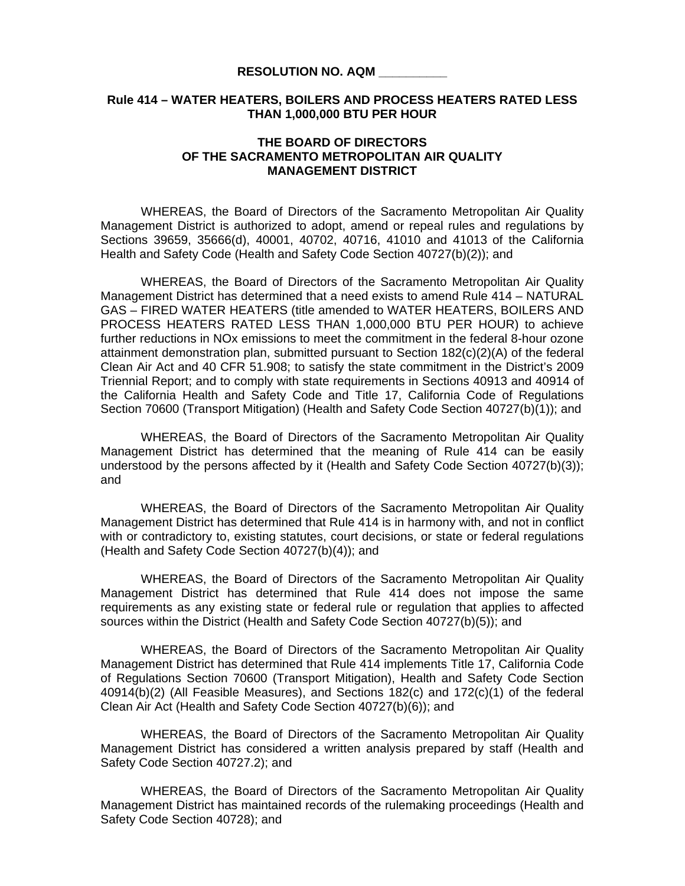**RESOLUTION NO. AQM __________**

**Rule 414 – WATER HEATERS, BOILERS AND PROCESS HEATERS RATED LESS THAN 1,000,000 BTU PER HOUR**

**THE BOARD OF DIRECTORS**
**OF THE SACRAMENTO METROPOLITAN AIR QUALITY MANAGEMENT DISTRICT**

WHEREAS, the Board of Directors of the Sacramento Metropolitan Air Quality Management District is authorized to adopt, amend or repeal rules and regulations by Sections 39659, 35666(d), 40001, 40702, 40716, 41010 and 41013 of the California Health and Safety Code (Health and Safety Code Section 40727(b)(2)); and

WHEREAS, the Board of Directors of the Sacramento Metropolitan Air Quality Management District has determined that a need exists to amend Rule 414 – NATURAL GAS – FIRED WATER HEATERS (title amended to WATER HEATERS, BOILERS AND PROCESS HEATERS RATED LESS THAN 1,000,000 BTU PER HOUR) to achieve further reductions in NOx emissions to meet the commitment in the federal 8-hour ozone attainment demonstration plan, submitted pursuant to Section 182(c)(2)(A) of the federal Clean Air Act and 40 CFR 51.908; to satisfy the state commitment in the District's 2009 Triennial Report; and to comply with state requirements in Sections 40913 and 40914 of the California Health and Safety Code and Title 17, California Code of Regulations Section 70600 (Transport Mitigation) (Health and Safety Code Section 40727(b)(1)); and

WHEREAS, the Board of Directors of the Sacramento Metropolitan Air Quality Management District has determined that the meaning of Rule 414 can be easily understood by the persons affected by it (Health and Safety Code Section 40727(b)(3)); and

WHEREAS, the Board of Directors of the Sacramento Metropolitan Air Quality Management District has determined that Rule 414 is in harmony with, and not in conflict with or contradictory to, existing statutes, court decisions, or state or federal regulations (Health and Safety Code Section 40727(b)(4)); and

WHEREAS, the Board of Directors of the Sacramento Metropolitan Air Quality Management District has determined that Rule 414 does not impose the same requirements as any existing state or federal rule or regulation that applies to affected sources within the District (Health and Safety Code Section 40727(b)(5)); and

WHEREAS, the Board of Directors of the Sacramento Metropolitan Air Quality Management District has determined that Rule 414 implements Title 17, California Code of Regulations Section 70600 (Transport Mitigation), Health and Safety Code Section 40914(b)(2) (All Feasible Measures), and Sections 182(c) and 172(c)(1) of the federal Clean Air Act (Health and Safety Code Section 40727(b)(6)); and

WHEREAS, the Board of Directors of the Sacramento Metropolitan Air Quality Management District has considered a written analysis prepared by staff (Health and Safety Code Section 40727.2); and

WHEREAS, the Board of Directors of the Sacramento Metropolitan Air Quality Management District has maintained records of the rulemaking proceedings (Health and Safety Code Section 40728); and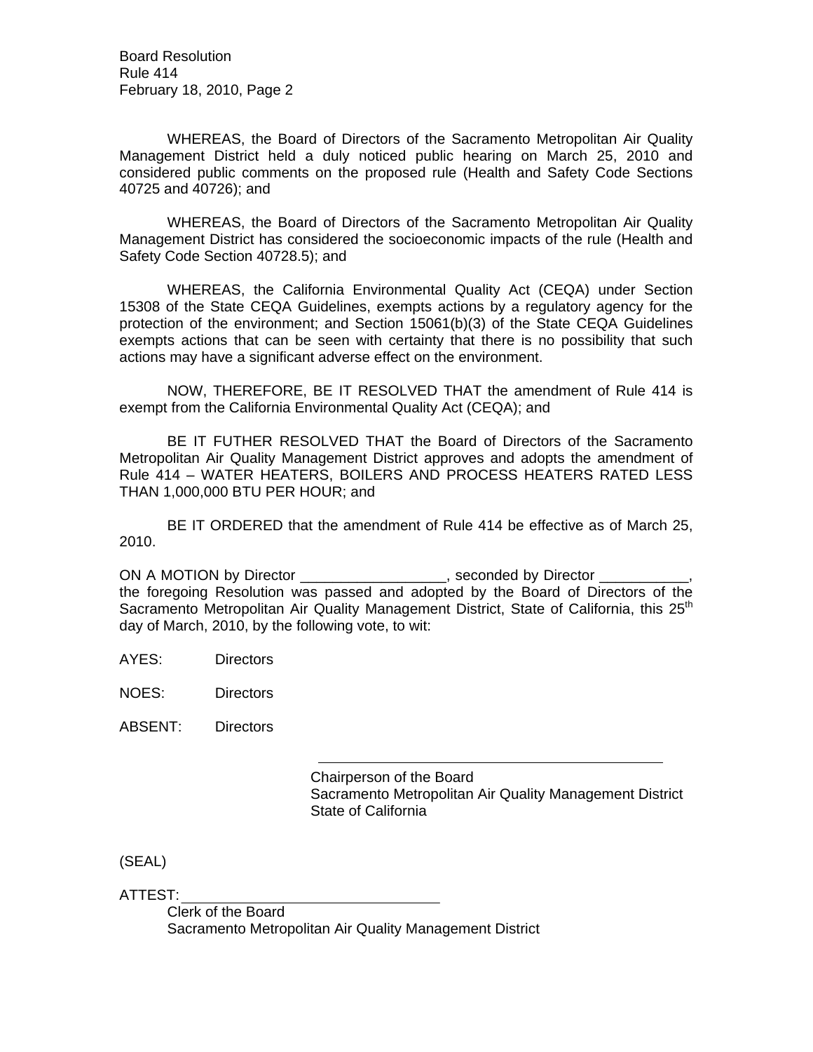WHEREAS, the Board of Directors of the Sacramento Metropolitan Air Quality Management District held a duly noticed public hearing on March 25, 2010 and considered public comments on the proposed rule (Health and Safety Code Sections 40725 and 40726); and

WHEREAS, the Board of Directors of the Sacramento Metropolitan Air Quality Management District has considered the socioeconomic impacts of the rule (Health and Safety Code Section 40728.5); and

WHEREAS, the California Environmental Quality Act (CEQA) under Section 15308 of the State CEQA Guidelines, exempts actions by a regulatory agency for the protection of the environment; and Section 15061(b)(3) of the State CEQA Guidelines exempts actions that can be seen with certainty that there is no possibility that such actions may have a significant adverse effect on the environment.

NOW, THEREFORE, BE IT RESOLVED THAT the amendment of Rule 414 is exempt from the California Environmental Quality Act (CEQA); and

BE IT FUTHER RESOLVED THAT the Board of Directors of the Sacramento Metropolitan Air Quality Management District approves and adopts the amendment of Rule 414 – WATER HEATERS, BOILERS AND PROCESS HEATERS RATED LESS THAN 1,000,000 BTU PER HOUR; and

BE IT ORDERED that the amendment of Rule 414 be effective as of March 25, 2010.

ON A MOTION by Director _________________, seconded by Director ___________, the foregoing Resolution was passed and adopted by the Board of Directors of the Sacramento Metropolitan Air Quality Management District, State of California, this 25th day of March, 2010, by the following vote, to wit:

AYES: Directors

NOES: Directors

ABSENT: Directors

_____________________________________________

Chairperson of the Board
Sacramento Metropolitan Air Quality Management District
State of California

(SEAL)

ATTEST: _________________________________

Clerk of the Board
Sacramento Metropolitan Air Quality Management District